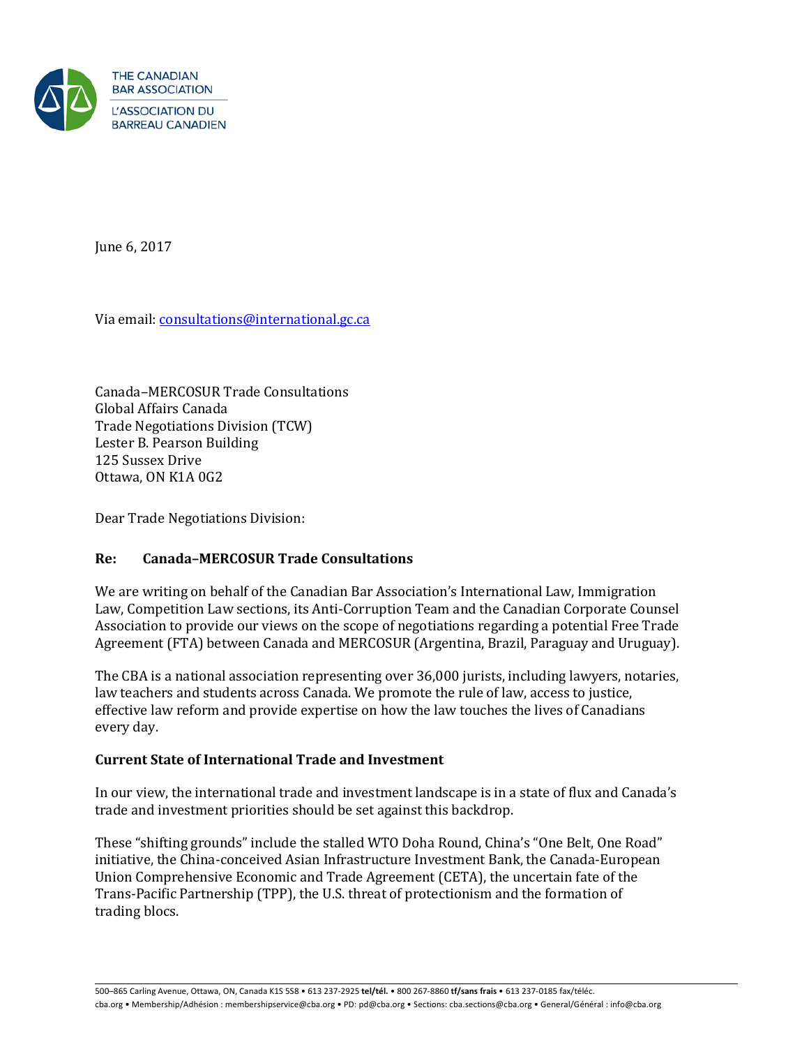THE CANADIAN BAR ASSOCIATION
L'ASSOCIATION DU BARREAU CANADIEN

June 6, 2017

Via email: consultations@international.gc.ca

Canada–MERCOSUR Trade Consultations
Global Affairs Canada
Trade Negotiations Division (TCW)
Lester B. Pearson Building
125 Sussex Drive
Ottawa, ON K1A 0G2

Dear Trade Negotiations Division:

**Re: Canada–MERCOSUR Trade Consultations**

We are writing on behalf of the Canadian Bar Association's International Law, Immigration Law, Competition Law sections, its Anti-Corruption Team and the Canadian Corporate Counsel Association to provide our views on the scope of negotiations regarding a potential Free Trade Agreement (FTA) between Canada and MERCOSUR (Argentina, Brazil, Paraguay and Uruguay).

The CBA is a national association representing over 36,000 jurists, including lawyers, notaries, law teachers and students across Canada. We promote the rule of law, access to justice, effective law reform and provide expertise on how the law touches the lives of Canadians every day.

**Current State of International Trade and Investment**

In our view, the international trade and investment landscape is in a state of flux and Canada's trade and investment priorities should be set against this backdrop.

These "shifting grounds" include the stalled WTO Doha Round, China's "One Belt, One Road" initiative, the China-conceived Asian Infrastructure Investment Bank, the Canada-European Union Comprehensive Economic and Trade Agreement (CETA), the uncertain fate of the Trans-Pacific Partnership (TPP), the U.S. threat of protectionism and the formation of trading blocs.

500–865 Carling Avenue, Ottawa, ON, Canada K1S 5S8 • 613 237-2925 **tel/tél.** • 800 267-8860 **tf/sans frais** • 613 237-0185 fax/téléc.
cba.org • Membership/Adhésion : membershipservice@cba.org • PD: pd@cba.org • Sections: cba.sections@cba.org • General/Général : info@cba.org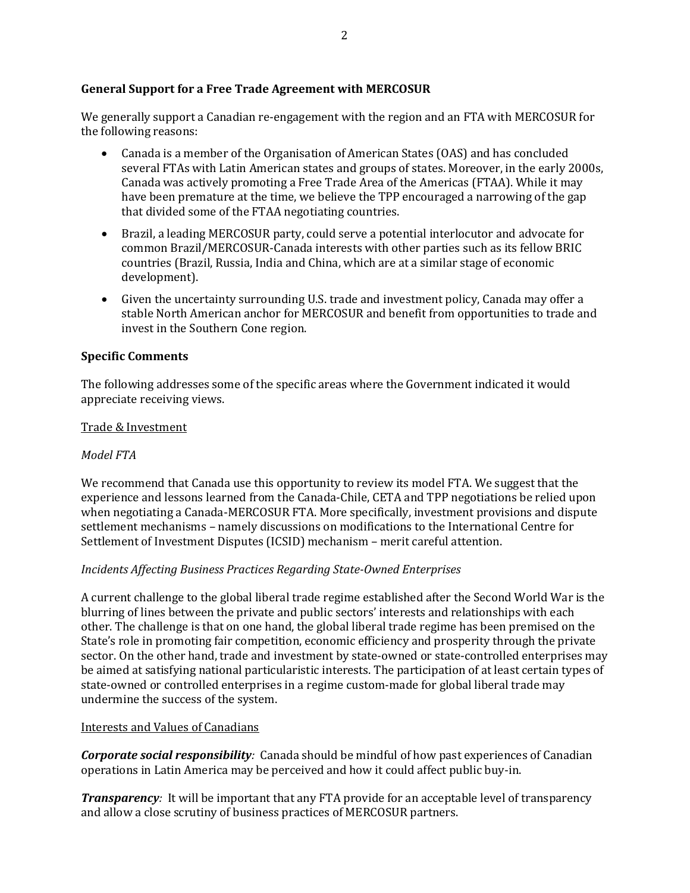**General Support for a Free Trade Agreement with MERCOSUR**

We generally support a Canadian re-engagement with the region and an FTA with MERCOSUR for the following reasons:

- Canada is a member of the Organisation of American States (OAS) and has concluded several FTAs with Latin American states and groups of states. Moreover, in the early 2000s, Canada was actively promoting a Free Trade Area of the Americas (FTAA). While it may have been premature at the time, we believe the TPP encouraged a narrowing of the gap that divided some of the FTAA negotiating countries.
- Brazil, a leading MERCOSUR party, could serve a potential interlocutor and advocate for common Brazil/MERCOSUR-Canada interests with other parties such as its fellow BRIC countries (Brazil, Russia, India and China, which are at a similar stage of economic development).
- Given the uncertainty surrounding U.S. trade and investment policy, Canada may offer a stable North American anchor for MERCOSUR and benefit from opportunities to trade and invest in the Southern Cone region.

**Specific Comments**

The following addresses some of the specific areas where the Government indicated it would appreciate receiving views.

<u>Trade & Investment</u>

*Model FTA*

We recommend that Canada use this opportunity to review its model FTA. We suggest that the experience and lessons learned from the Canada-Chile, CETA and TPP negotiations be relied upon when negotiating a Canada-MERCOSUR FTA. More specifically, investment provisions and dispute settlement mechanisms – namely discussions on modifications to the International Centre for Settlement of Investment Disputes (ICSID) mechanism – merit careful attention.

*Incidents Affecting Business Practices Regarding State-Owned Enterprises*

A current challenge to the global liberal trade regime established after the Second World War is the blurring of lines between the private and public sectors' interests and relationships with each other. The challenge is that on one hand, the global liberal trade regime has been premised on the State's role in promoting fair competition, economic efficiency and prosperity through the private sector. On the other hand, trade and investment by state-owned or state-controlled enterprises may be aimed at satisfying national particularistic interests. The participation of at least certain types of state-owned or controlled enterprises in a regime custom-made for global liberal trade may undermine the success of the system.

<u>Interests and Values of Canadians</u>

***Corporate social responsibility**:* Canada should be mindful of how past experiences of Canadian operations in Latin America may be perceived and how it could affect public buy-in.

***Transparency**:* It will be important that any FTA provide for an acceptable level of transparency and allow a close scrutiny of business practices of MERCOSUR partners.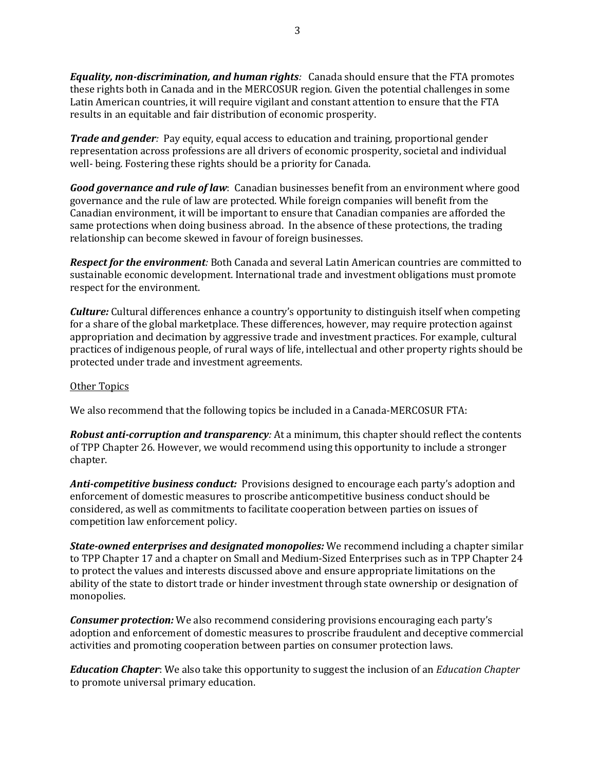***Equality, non-discrimination, and human rights**:* Canada should ensure that the FTA promotes these rights both in Canada and in the MERCOSUR region. Given the potential challenges in some Latin American countries, it will require vigilant and constant attention to ensure that the FTA results in an equitable and fair distribution of economic prosperity.

***Trade and gender**:* Pay equity, equal access to education and training, proportional gender representation across professions are all drivers of economic prosperity, societal and individual well- being. Fostering these rights should be a priority for Canada.

***Good governance and rule of law***: Canadian businesses benefit from an environment where good governance and the rule of law are protected. While foreign companies will benefit from the Canadian environment, it will be important to ensure that Canadian companies are afforded the same protections when doing business abroad. In the absence of these protections, the trading relationship can become skewed in favour of foreign businesses.

***Respect for the environment**:* Both Canada and several Latin American countries are committed to sustainable economic development. International trade and investment obligations must promote respect for the environment.

***Culture:*** Cultural differences enhance a country's opportunity to distinguish itself when competing for a share of the global marketplace. These differences, however, may require protection against appropriation and decimation by aggressive trade and investment practices. For example, cultural practices of indigenous people, of rural ways of life, intellectual and other property rights should be protected under trade and investment agreements.

Other Topics

We also recommend that the following topics be included in a Canada-MERCOSUR FTA:

***Robust anti-corruption and transparency**:* At a minimum, this chapter should reflect the contents of TPP Chapter 26. However, we would recommend using this opportunity to include a stronger chapter.

***Anti-competitive business conduct:*** Provisions designed to encourage each party's adoption and enforcement of domestic measures to proscribe anticompetitive business conduct should be considered, as well as commitments to facilitate cooperation between parties on issues of competition law enforcement policy.

***State-owned enterprises and designated monopolies:*** We recommend including a chapter similar to TPP Chapter 17 and a chapter on Small and Medium-Sized Enterprises such as in TPP Chapter 24 to protect the values and interests discussed above and ensure appropriate limitations on the ability of the state to distort trade or hinder investment through state ownership or designation of monopolies.

***Consumer protection:*** We also recommend considering provisions encouraging each party's adoption and enforcement of domestic measures to proscribe fraudulent and deceptive commercial activities and promoting cooperation between parties on consumer protection laws.

***Education Chapter***: We also take this opportunity to suggest the inclusion of an *Education Chapter* to promote universal primary education.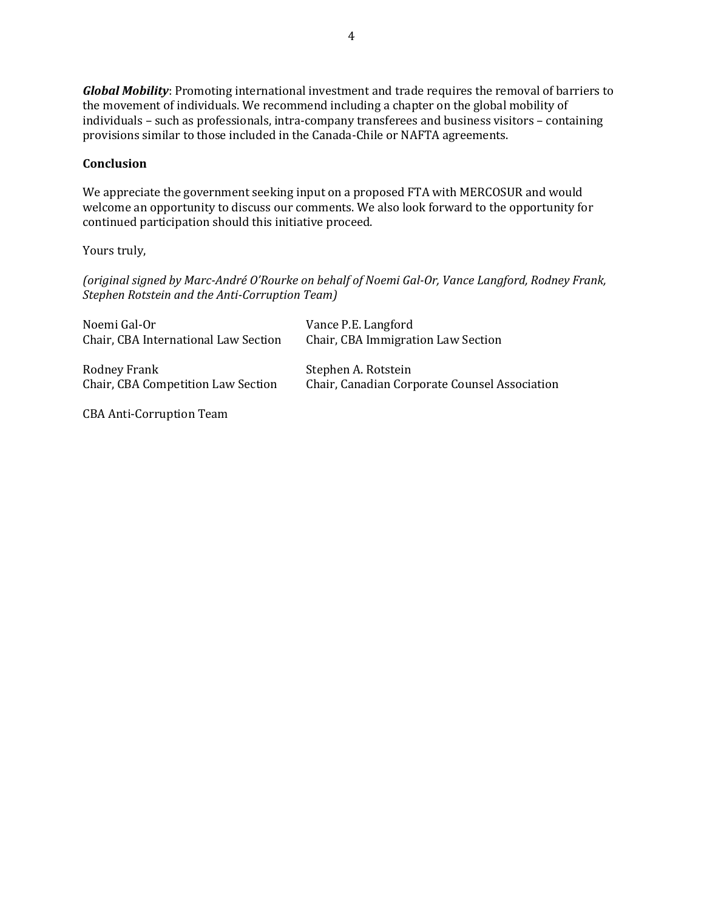***Global Mobility***: Promoting international investment and trade requires the removal of barriers to the movement of individuals. We recommend including a chapter on the global mobility of individuals – such as professionals, intra-company transferees and business visitors – containing provisions similar to those included in the Canada-Chile or NAFTA agreements.

**Conclusion**

We appreciate the government seeking input on a proposed FTA with MERCOSUR and would welcome an opportunity to discuss our comments. We also look forward to the opportunity for continued participation should this initiative proceed.

Yours truly,

*(original signed by Marc-André O'Rourke on behalf of Noemi Gal-Or, Vance Langford, Rodney Frank, Stephen Rotstein and the Anti-Corruption Team)*

Noemi Gal-Or
Chair, CBA International Law Section

Vance P.E. Langford
Chair, CBA Immigration Law Section

Rodney Frank
Chair, CBA Competition Law Section

Stephen A. Rotstein
Chair, Canadian Corporate Counsel Association

CBA Anti-Corruption Team